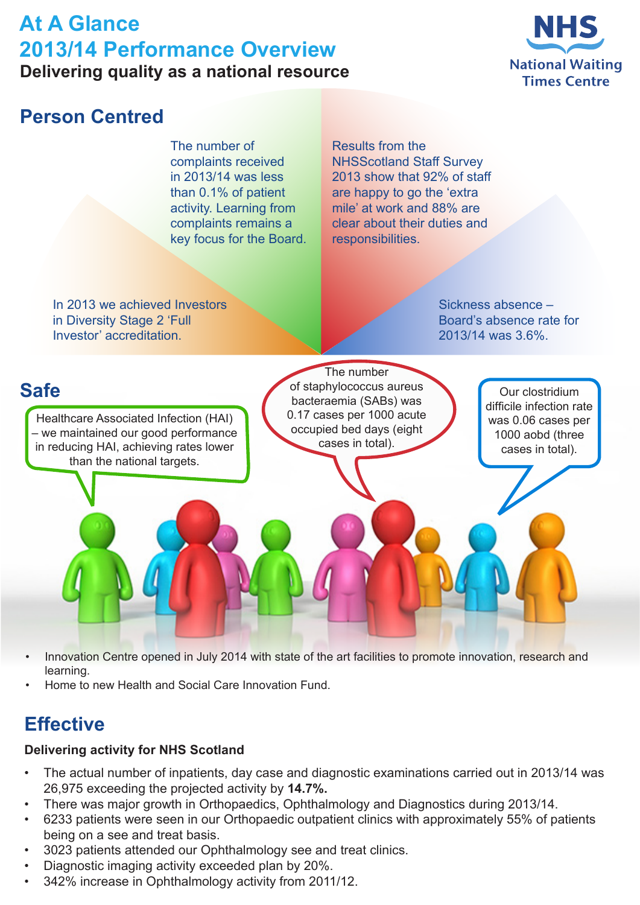# At A Glance
# 2013/14 Performance Overview

**Delivering quality as a national resource**

NHS National Waiting Times Centre

## Person Centred

The number of complaints received in 2013/14 was less than 0.1% of patient activity. Learning from complaints remains a key focus for the Board.

Results from the NHSScotland Staff Survey 2013 show that 92% of staff are happy to go the 'extra mile' at work and 88% are clear about their duties and responsibilities.

In 2013 we achieved Investors in Diversity Stage 2 'Full Investor' accreditation.

Sickness absence – Board's absence rate for 2013/14 was 3.6%.

## Safe

Healthcare Associated Infection (HAI) – we maintained our good performance in reducing HAI, achieving rates lower than the national targets.

The number of staphylococcus aureus bacteraemia (SABs) was 0.17 cases per 1000 acute occupied bed days (eight cases in total).

Our clostridium difficile infection rate was 0.06 cases per 1000 aobd (three cases in total).

- Innovation Centre opened in July 2014 with state of the art facilities to promote innovation, research and learning.
- Home to new Health and Social Care Innovation Fund.

## Effective

**Delivering activity for NHS Scotland**

- The actual number of inpatients, day case and diagnostic examinations carried out in 2013/14 was 26,975 exceeding the projected activity by **14.7%.**
- There was major growth in Orthopaedics, Ophthalmology and Diagnostics during 2013/14.
- 6233 patients were seen in our Orthopaedic outpatient clinics with approximately 55% of patients being on a see and treat basis.
- 3023 patients attended our Ophthalmology see and treat clinics.
- Diagnostic imaging activity exceeded plan by 20%.
- 342% increase in Ophthalmology activity from 2011/12.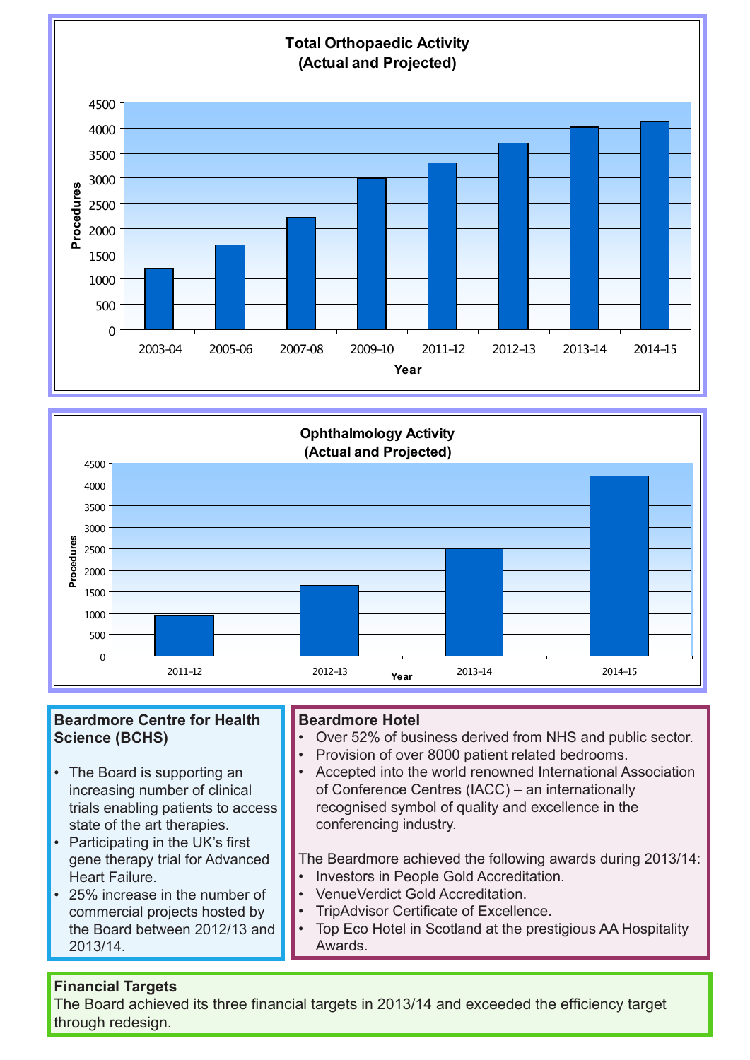**Total Orthopaedic Activity (Actual and Projected)**

Procedures

4500
4000
3500
3000
2500
2000
1500
1000
500
0

2003-04 2005-06 2007-08 2009-10 2011-12 2012-13 2013-14 2014-15

Year

**Ophthalmology Activity (Actual and Projected)**

Procedures

4500
4000
3500
3000
2500
2000
1500
1000
500
0

2011-12 2012-13 2013-14 2014-15

Year

## Beardmore Centre for Health Science (BCHS)

- The Board is supporting an increasing number of clinical trials enabling patients to access state of the art therapies.
- Participating in the UK's first gene therapy trial for Advanced Heart Failure.
- 25% increase in the number of commercial projects hosted by the Board between 2012/13 and 2013/14.

## Beardmore Hotel

- Over 52% of business derived from NHS and public sector.
- Provision of over 8000 patient related bedrooms.
- Accepted into the world renowned International Association of Conference Centres (IACC) – an internationally recognised symbol of quality and excellence in the conferencing industry.

The Beardmore achieved the following awards during 2013/14:

- Investors in People Gold Accreditation.
- VenueVerdict Gold Accreditation.
- TripAdvisor Certificate of Excellence.
- Top Eco Hotel in Scotland at the prestigious AA Hospitality Awards.

## Financial Targets

The Board achieved its three financial targets in 2013/14 and exceeded the efficiency target through redesign.